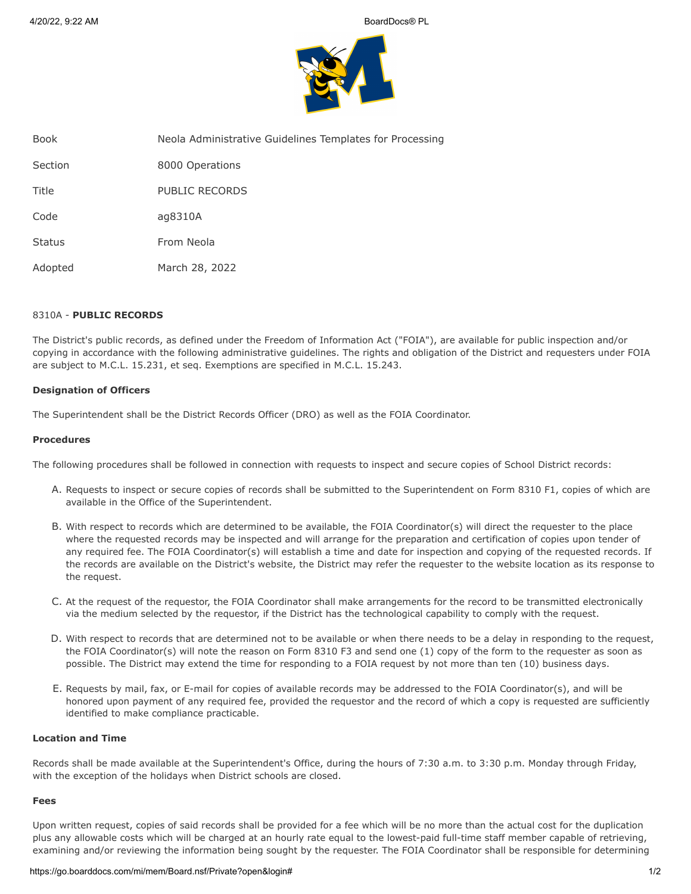| Book | Neola Administrative Guidelines Templates for Processing |
| --- | --- |
| Section | 8000 Operations |
| Title | PUBLIC RECORDS |
| Code | ag8310A |
| Status | From Neola |
| Adopted | March 28, 2022 |

8310A - **PUBLIC RECORDS**

The District's public records, as defined under the Freedom of Information Act ("FOIA"), are available for public inspection and/or copying in accordance with the following administrative guidelines. The rights and obligation of the District and requesters under FOIA are subject to M.C.L. 15.231, et seq. Exemptions are specified in M.C.L. 15.243.

**Designation of Officers**

The Superintendent shall be the District Records Officer (DRO) as well as the FOIA Coordinator.

**Procedures**

The following procedures shall be followed in connection with requests to inspect and secure copies of School District records:

A. Requests to inspect or secure copies of records shall be submitted to the Superintendent on Form 8310 F1, copies of which are available in the Office of the Superintendent.

B. With respect to records which are determined to be available, the FOIA Coordinator(s) will direct the requester to the place where the requested records may be inspected and will arrange for the preparation and certification of copies upon tender of any required fee. The FOIA Coordinator(s) will establish a time and date for inspection and copying of the requested records. If the records are available on the District's website, the District may refer the requester to the website location as its response to the request.

C. At the request of the requestor, the FOIA Coordinator shall make arrangements for the record to be transmitted electronically via the medium selected by the requestor, if the District has the technological capability to comply with the request.

D. With respect to records that are determined not to be available or when there needs to be a delay in responding to the request, the FOIA Coordinator(s) will note the reason on Form 8310 F3 and send one (1) copy of the form to the requester as soon as possible. The District may extend the time for responding to a FOIA request by not more than ten (10) business days.

E. Requests by mail, fax, or E-mail for copies of available records may be addressed to the FOIA Coordinator(s), and will be honored upon payment of any required fee, provided the requestor and the record of which a copy is requested are sufficiently identified to make compliance practicable.

**Location and Time**

Records shall be made available at the Superintendent's Office, during the hours of 7:30 a.m. to 3:30 p.m. Monday through Friday, with the exception of the holidays when District schools are closed.

**Fees**

Upon written request, copies of said records shall be provided for a fee which will be no more than the actual cost for the duplication plus any allowable costs which will be charged at an hourly rate equal to the lowest-paid full-time staff member capable of retrieving, examining and/or reviewing the information being sought by the requester. The FOIA Coordinator shall be responsible for determining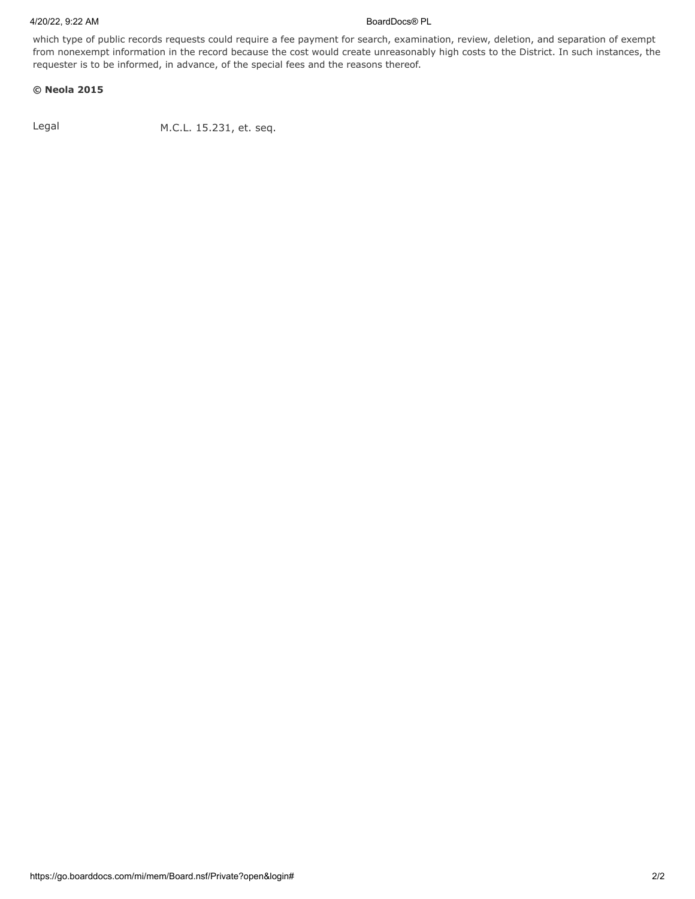which type of public records requests could require a fee payment for search, examination, review, deletion, and separation of exempt from nonexempt information in the record because the cost would create unreasonably high costs to the District. In such instances, the requester is to be informed, in advance, of the special fees and the reasons thereof.

**© Neola 2015**

| | |
|---|---|
| Legal | M.C.L. 15.231, et. seq. |